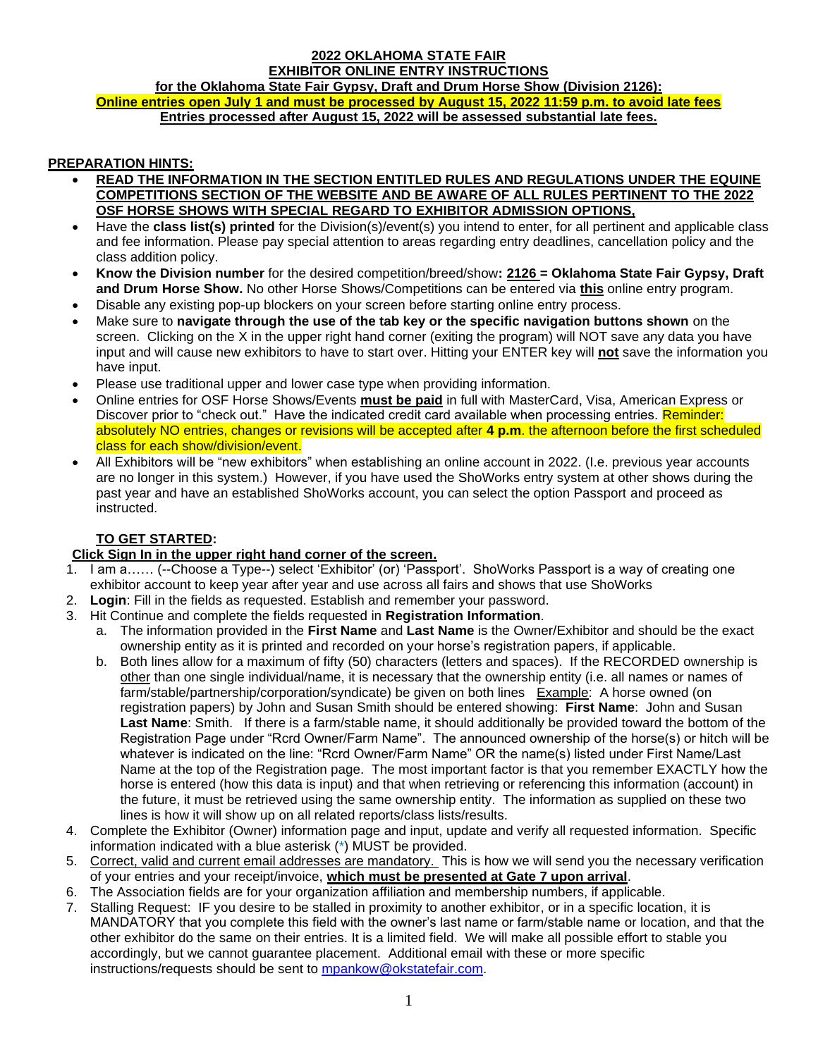# 2022 OKLAHOMA STATE FAIR
## EXHIBITOR ONLINE ENTRY INSTRUCTIONS
### for the Oklahoma State Fair Gypsy, Draft and Drum Horse Show (Division 2126):

**Online entries open July 1 and must be processed by August 15, 2022 11:59 p.m. to avoid late fees**

**Entries processed after August 15, 2022 will be assessed substantial late fees.**

**PREPARATION HINTS:**

- **READ THE INFORMATION IN THE SECTION ENTITLED RULES AND REGULATIONS UNDER THE EQUINE COMPETITIONS SECTION OF THE WEBSITE AND BE AWARE OF ALL RULES PERTINENT TO THE 2022 OSF HORSE SHOWS WITH SPECIAL REGARD TO EXHIBITOR ADMISSION OPTIONS,**
- Have the **class list(s) printed** for the Division(s)/event(s) you intend to enter, for all pertinent and applicable class and fee information. Please pay special attention to areas regarding entry deadlines, cancellation policy and the class addition policy.
- **Know the Division number** for the desired competition/breed/show**: 2126 = Oklahoma State Fair Gypsy, Draft and Drum Horse Show.** No other Horse Shows/Competitions can be entered via **this** online entry program.
- Disable any existing pop-up blockers on your screen before starting online entry process.
- Make sure to **navigate through the use of the tab key or the specific navigation buttons shown** on the screen. Clicking on the X in the upper right hand corner (exiting the program) will NOT save any data you have input and will cause new exhibitors to have to start over. Hitting your ENTER key will **not** save the information you have input.
- Please use traditional upper and lower case type when providing information.
- Online entries for OSF Horse Shows/Events **must be paid** in full with MasterCard, Visa, American Express or Discover prior to "check out." Have the indicated credit card available when processing entries. Reminder: absolutely NO entries, changes or revisions will be accepted after **4 p.m**. the afternoon before the first scheduled class for each show/division/event.
- All Exhibitors will be "new exhibitors" when establishing an online account in 2022. (I.e. previous year accounts are no longer in this system.) However, if you have used the ShoWorks entry system at other shows during the past year and have an established ShoWorks account, you can select the option Passport and proceed as instructed.

**TO GET STARTED:**

**Click Sign In in the upper right hand corner of the screen.**

1. I am a…… (--Choose a Type--) select 'Exhibitor' (or) 'Passport'. ShoWorks Passport is a way of creating one exhibitor account to keep year after year and use across all fairs and shows that use ShoWorks
2. **Login**: Fill in the fields as requested. Establish and remember your password.
3. Hit Continue and complete the fields requested in **Registration Information**.
   a. The information provided in the **First Name** and **Last Name** is the Owner/Exhibitor and should be the exact ownership entity as it is printed and recorded on your horse's registration papers, if applicable.
   b. Both lines allow for a maximum of fifty (50) characters (letters and spaces). If the RECORDED ownership is other than one single individual/name, it is necessary that the ownership entity (i.e. all names or names of farm/stable/partnership/corporation/syndicate) be given on both lines Example: A horse owned (on registration papers) by John and Susan Smith should be entered showing: **First Name**: John and Susan **Last Name**: Smith. If there is a farm/stable name, it should additionally be provided toward the bottom of the Registration Page under "Rcrd Owner/Farm Name". The announced ownership of the horse(s) or hitch will be whatever is indicated on the line: "Rcrd Owner/Farm Name" OR the name(s) listed under First Name/Last Name at the top of the Registration page. The most important factor is that you remember EXACTLY how the horse is entered (how this data is input) and that when retrieving or referencing this information (account) in the future, it must be retrieved using the same ownership entity. The information as supplied on these two lines is how it will show up on all related reports/class lists/results.
4. Complete the Exhibitor (Owner) information page and input, update and verify all requested information. Specific information indicated with a blue asterisk (*) MUST be provided.
5. Correct, valid and current email addresses are mandatory. This is how we will send you the necessary verification of your entries and your receipt/invoice, **which must be presented at Gate 7 upon arrival**.
6. The Association fields are for your organization affiliation and membership numbers, if applicable.
7. Stalling Request: IF you desire to be stalled in proximity to another exhibitor, or in a specific location, it is MANDATORY that you complete this field with the owner's last name or farm/stable name or location, and that the other exhibitor do the same on their entries. It is a limited field. We will make all possible effort to stable you accordingly, but we cannot guarantee placement. Additional email with these or more specific instructions/requests should be sent to mpankow@okstatefair.com.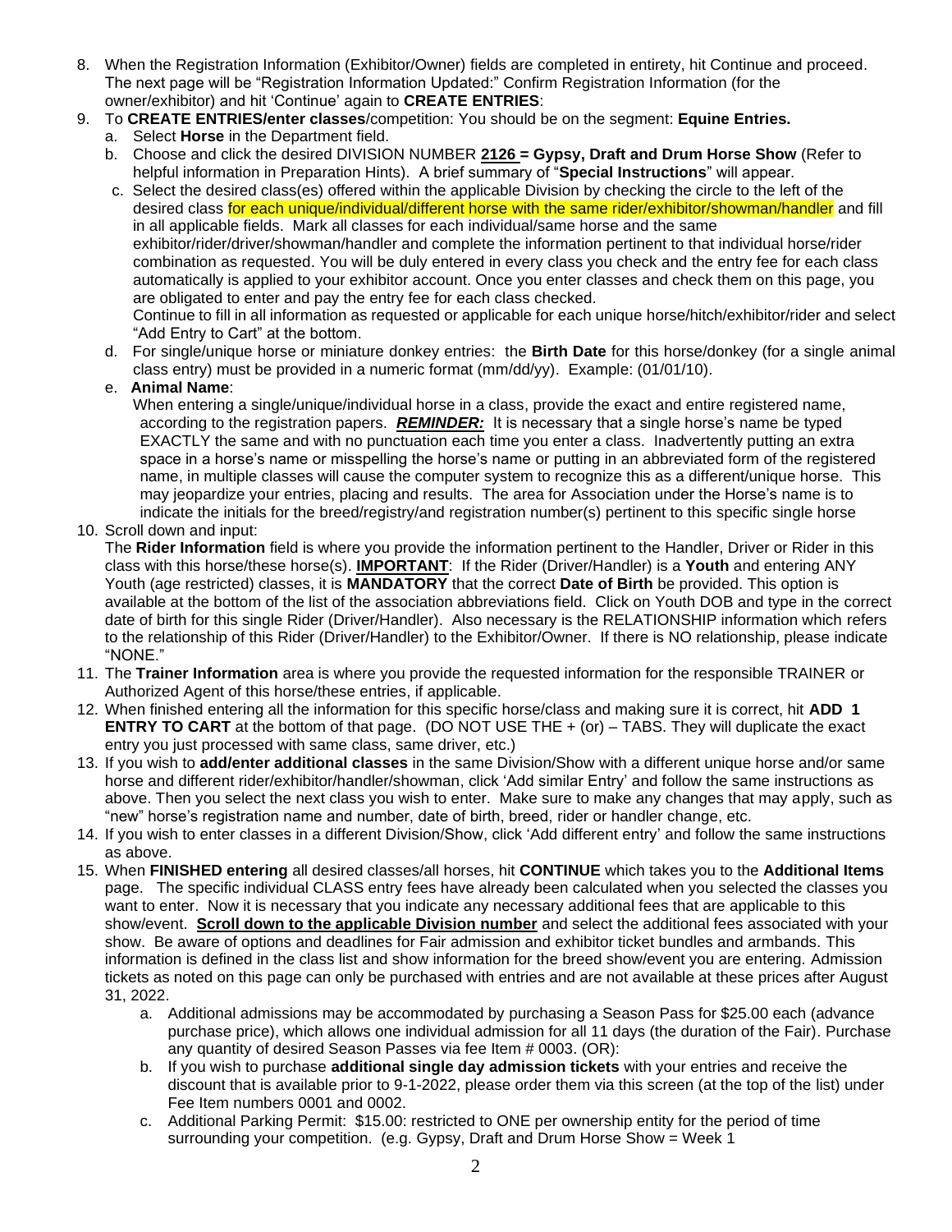8. When the Registration Information (Exhibitor/Owner) fields are completed in entirety, hit Continue and proceed. The next page will be "Registration Information Updated:" Confirm Registration Information (for the owner/exhibitor) and hit 'Continue' again to **CREATE ENTRIES**:
9. To **CREATE ENTRIES/enter classes**/competition: You should be on the segment: **Equine Entries.**
   a. Select **Horse** in the Department field.
   b. Choose and click the desired DIVISION NUMBER **2126 = Gypsy, Draft and Drum Horse Show** (Refer to helpful information in Preparation Hints). A brief summary of "**Special Instructions**" will appear.
   c. Select the desired class(es) offered within the applicable Division by checking the circle to the left of the desired class for each unique/individual/different horse with the same rider/exhibitor/showman/handler and fill in all applicable fields. Mark all classes for each individual/same horse and the same exhibitor/rider/driver/showman/handler and complete the information pertinent to that individual horse/rider combination as requested. You will be duly entered in every class you check and the entry fee for each class automatically is applied to your exhibitor account. Once you enter classes and check them on this page, you are obligated to enter and pay the entry fee for each class checked.
   Continue to fill in all information as requested or applicable for each unique horse/hitch/exhibitor/rider and select "Add Entry to Cart" at the bottom.
   d. For single/unique horse or miniature donkey entries: the **Birth Date** for this horse/donkey (for a single animal class entry) must be provided in a numeric format (mm/dd/yy). Example: (01/01/10).
   e. **Animal Name**:
   When entering a single/unique/individual horse in a class, provide the exact and entire registered name, according to the registration papers. ***REMINDER:*** It is necessary that a single horse's name be typed EXACTLY the same and with no punctuation each time you enter a class. Inadvertently putting an extra space in a horse's name or misspelling the horse's name or putting in an abbreviated form of the registered name, in multiple classes will cause the computer system to recognize this as a different/unique horse. This may jeopardize your entries, placing and results. The area for Association under the Horse's name is to indicate the initials for the breed/registry/and registration number(s) pertinent to this specific single horse
10. Scroll down and input:
   The **Rider Information** field is where you provide the information pertinent to the Handler, Driver or Rider in this class with this horse/these horse(s). **IMPORTANT**: If the Rider (Driver/Handler) is a **Youth** and entering ANY Youth (age restricted) classes, it is **MANDATORY** that the correct **Date of Birth** be provided. This option is available at the bottom of the list of the association abbreviations field. Click on Youth DOB and type in the correct date of birth for this single Rider (Driver/Handler). Also necessary is the RELATIONSHIP information which refers to the relationship of this Rider (Driver/Handler) to the Exhibitor/Owner. If there is NO relationship, please indicate "NONE."
11. The **Trainer Information** area is where you provide the requested information for the responsible TRAINER or Authorized Agent of this horse/these entries, if applicable.
12. When finished entering all the information for this specific horse/class and making sure it is correct, hit **ADD 1 ENTRY TO CART** at the bottom of that page. (DO NOT USE THE + (or) – TABS. They will duplicate the exact entry you just processed with same class, same driver, etc.)
13. If you wish to **add/enter additional classes** in the same Division/Show with a different unique horse and/or same horse and different rider/exhibitor/handler/showman, click 'Add similar Entry' and follow the same instructions as above. Then you select the next class you wish to enter. Make sure to make any changes that may apply, such as "new" horse's registration name and number, date of birth, breed, rider or handler change, etc.
14. If you wish to enter classes in a different Division/Show, click 'Add different entry' and follow the same instructions as above.
15. When **FINISHED entering** all desired classes/all horses, hit **CONTINUE** which takes you to the **Additional Items** page. The specific individual CLASS entry fees have already been calculated when you selected the classes you want to enter. Now it is necessary that you indicate any necessary additional fees that are applicable to this show/event. **Scroll down to the applicable Division number** and select the additional fees associated with your show. Be aware of options and deadlines for Fair admission and exhibitor ticket bundles and armbands. This information is defined in the class list and show information for the breed show/event you are entering. Admission tickets as noted on this page can only be purchased with entries and are not available at these prices after August 31, 2022.
    a. Additional admissions may be accommodated by purchasing a Season Pass for $25.00 each (advance purchase price), which allows one individual admission for all 11 days (the duration of the Fair). Purchase any quantity of desired Season Passes via fee Item # 0003. (OR):
    b. If you wish to purchase **additional single day admission tickets** with your entries and receive the discount that is available prior to 9-1-2022, please order them via this screen (at the top of the list) under Fee Item numbers 0001 and 0002.
    c. Additional Parking Permit: $15.00: restricted to ONE per ownership entity for the period of time surrounding your competition. (e.g. Gypsy, Draft and Drum Horse Show = Week 1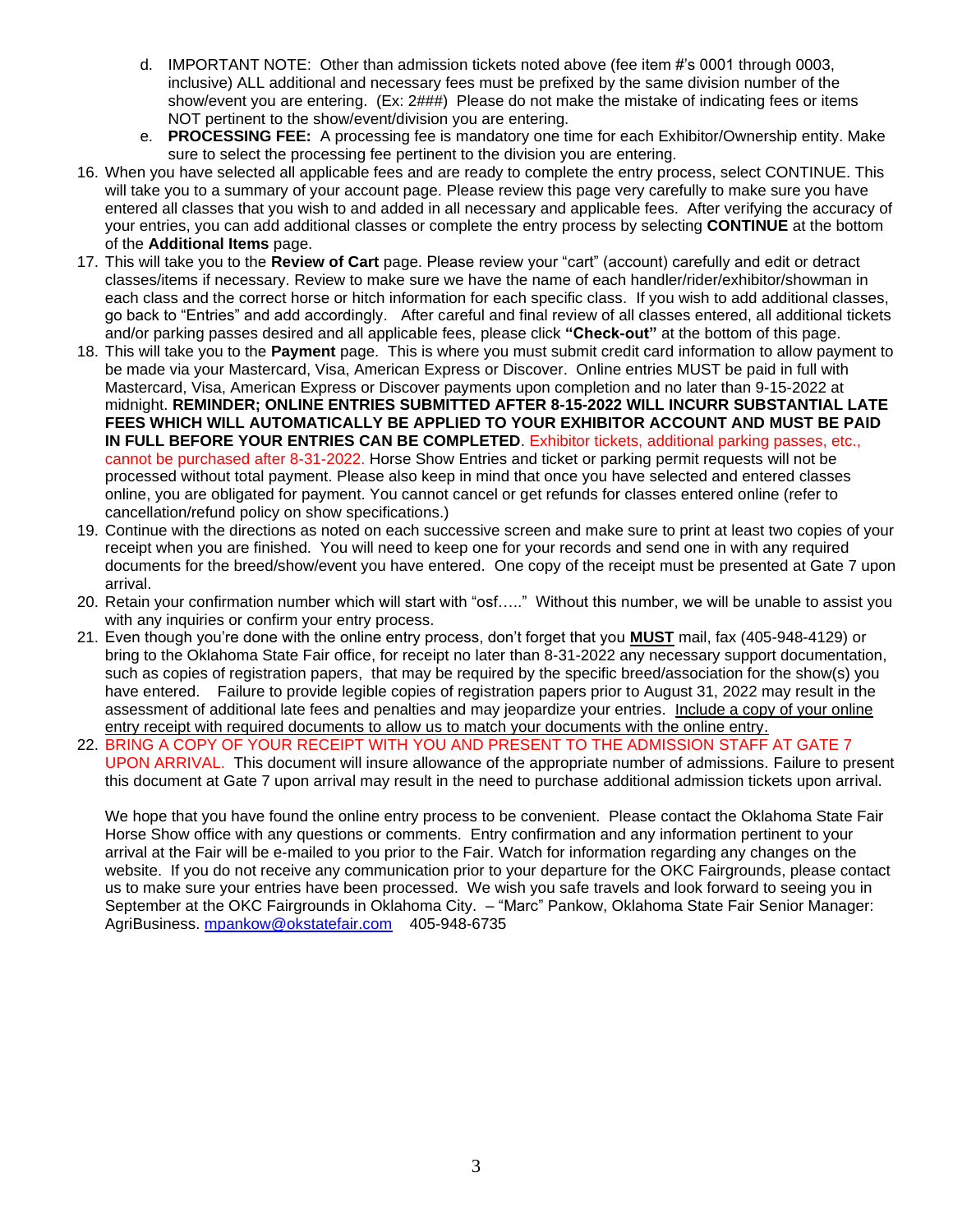d. IMPORTANT NOTE: Other than admission tickets noted above (fee item #'s 0001 through 0003, inclusive) ALL additional and necessary fees must be prefixed by the same division number of the show/event you are entering. (Ex: 2###) Please do not make the mistake of indicating fees or items NOT pertinent to the show/event/division you are entering.
   e. **PROCESSING FEE:** A processing fee is mandatory one time for each Exhibitor/Ownership entity. Make sure to select the processing fee pertinent to the division you are entering.

16. When you have selected all applicable fees and are ready to complete the entry process, select CONTINUE. This will take you to a summary of your account page. Please review this page very carefully to make sure you have entered all classes that you wish to and added in all necessary and applicable fees. After verifying the accuracy of your entries, you can add additional classes or complete the entry process by selecting **CONTINUE** at the bottom of the **Additional Items** page.
17. This will take you to the **Review of Cart** page. Please review your "cart" (account) carefully and edit or detract classes/items if necessary. Review to make sure we have the name of each handler/rider/exhibitor/showman in each class and the correct horse or hitch information for each specific class. If you wish to add additional classes, go back to "Entries" and add accordingly. After careful and final review of all classes entered, all additional tickets and/or parking passes desired and all applicable fees, please click **"Check-out"** at the bottom of this page.
18. This will take you to the **Payment** page. This is where you must submit credit card information to allow payment to be made via your Mastercard, Visa, American Express or Discover. Online entries MUST be paid in full with Mastercard, Visa, American Express or Discover payments upon completion and no later than 9-15-2022 at midnight. **REMINDER; ONLINE ENTRIES SUBMITTED AFTER 8-15-2022 WILL INCURR SUBSTANTIAL LATE FEES WHICH WILL AUTOMATICALLY BE APPLIED TO YOUR EXHIBITOR ACCOUNT AND MUST BE PAID IN FULL BEFORE YOUR ENTRIES CAN BE COMPLETED**. Exhibitor tickets, additional parking passes, etc., cannot be purchased after 8-31-2022. Horse Show Entries and ticket or parking permit requests will not be processed without total payment. Please also keep in mind that once you have selected and entered classes online, you are obligated for payment. You cannot cancel or get refunds for classes entered online (refer to cancellation/refund policy on show specifications.)
19. Continue with the directions as noted on each successive screen and make sure to print at least two copies of your receipt when you are finished. You will need to keep one for your records and send one in with any required documents for the breed/show/event you have entered. One copy of the receipt must be presented at Gate 7 upon arrival.
20. Retain your confirmation number which will start with "osf….." Without this number, we will be unable to assist you with any inquiries or confirm your entry process.
21. Even though you're done with the online entry process, don't forget that you **MUST** mail, fax (405-948-4129) or bring to the Oklahoma State Fair office, for receipt no later than 8-31-2022 any necessary support documentation, such as copies of registration papers, that may be required by the specific breed/association for the show(s) you have entered. Failure to provide legible copies of registration papers prior to August 31, 2022 may result in the assessment of additional late fees and penalties and may jeopardize your entries. Include a copy of your online entry receipt with required documents to allow us to match your documents with the online entry.
22. BRING A COPY OF YOUR RECEIPT WITH YOU AND PRESENT TO THE ADMISSION STAFF AT GATE 7 UPON ARRIVAL. This document will insure allowance of the appropriate number of admissions. Failure to present this document at Gate 7 upon arrival may result in the need to purchase additional admission tickets upon arrival.

We hope that you have found the online entry process to be convenient. Please contact the Oklahoma State Fair Horse Show office with any questions or comments. Entry confirmation and any information pertinent to your arrival at the Fair will be e-mailed to you prior to the Fair. Watch for information regarding any changes on the website. If you do not receive any communication prior to your departure for the OKC Fairgrounds, please contact us to make sure your entries have been processed. We wish you safe travels and look forward to seeing you in September at the OKC Fairgrounds in Oklahoma City. – "Marc" Pankow, Oklahoma State Fair Senior Manager: AgriBusiness. mpankow@okstatefair.com 405-948-6735